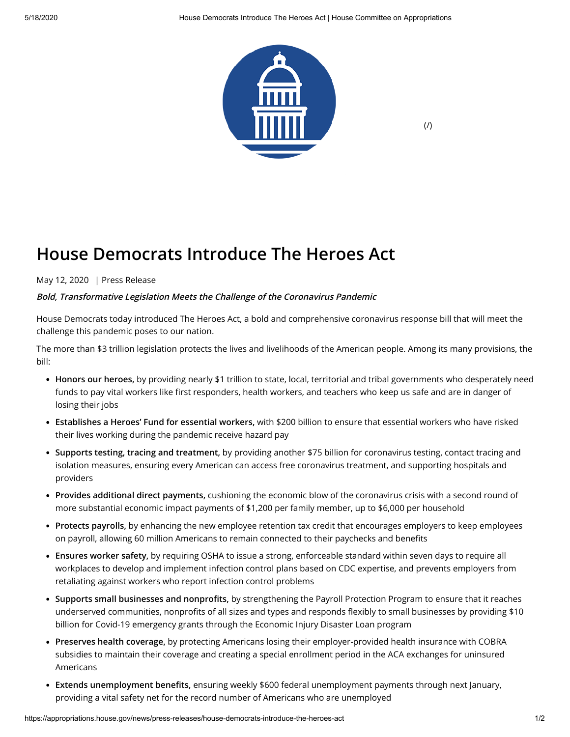# House Democrats Introduce The Heroes Act

May 12, 2020 | Press Release

***Bold, Transformative Legislation Meets the Challenge of the Coronavirus Pandemic***

House Democrats today introduced The Heroes Act, a bold and comprehensive coronavirus response bill that will meet the challenge this pandemic poses to our nation.

The more than $3 trillion legislation protects the lives and livelihoods of the American people. Among its many provisions, the bill:

- **Honors our heroes,** by providing nearly $1 trillion to state, local, territorial and tribal governments who desperately need funds to pay vital workers like first responders, health workers, and teachers who keep us safe and are in danger of losing their jobs
- **Establishes a Heroes' Fund for essential workers,** with $200 billion to ensure that essential workers who have risked their lives working during the pandemic receive hazard pay
- **Supports testing, tracing and treatment,** by providing another $75 billion for coronavirus testing, contact tracing and isolation measures, ensuring every American can access free coronavirus treatment, and supporting hospitals and providers
- **Provides additional direct payments,** cushioning the economic blow of the coronavirus crisis with a second round of more substantial economic impact payments of $1,200 per family member, up to $6,000 per household
- **Protects payrolls,** by enhancing the new employee retention tax credit that encourages employers to keep employees on payroll, allowing 60 million Americans to remain connected to their paychecks and benefits
- **Ensures worker safety,** by requiring OSHA to issue a strong, enforceable standard within seven days to require all workplaces to develop and implement infection control plans based on CDC expertise, and prevents employers from retaliating against workers who report infection control problems
- **Supports small businesses and nonprofits,** by strengthening the Payroll Protection Program to ensure that it reaches underserved communities, nonprofits of all sizes and types and responds flexibly to small businesses by providing $10 billion for Covid-19 emergency grants through the Economic Injury Disaster Loan program
- **Preserves health coverage,** by protecting Americans losing their employer-provided health insurance with COBRA subsidies to maintain their coverage and creating a special enrollment period in the ACA exchanges for uninsured Americans
- **Extends unemployment benefits,** ensuring weekly $600 federal unemployment payments through next January, providing a vital safety net for the record number of Americans who are unemployed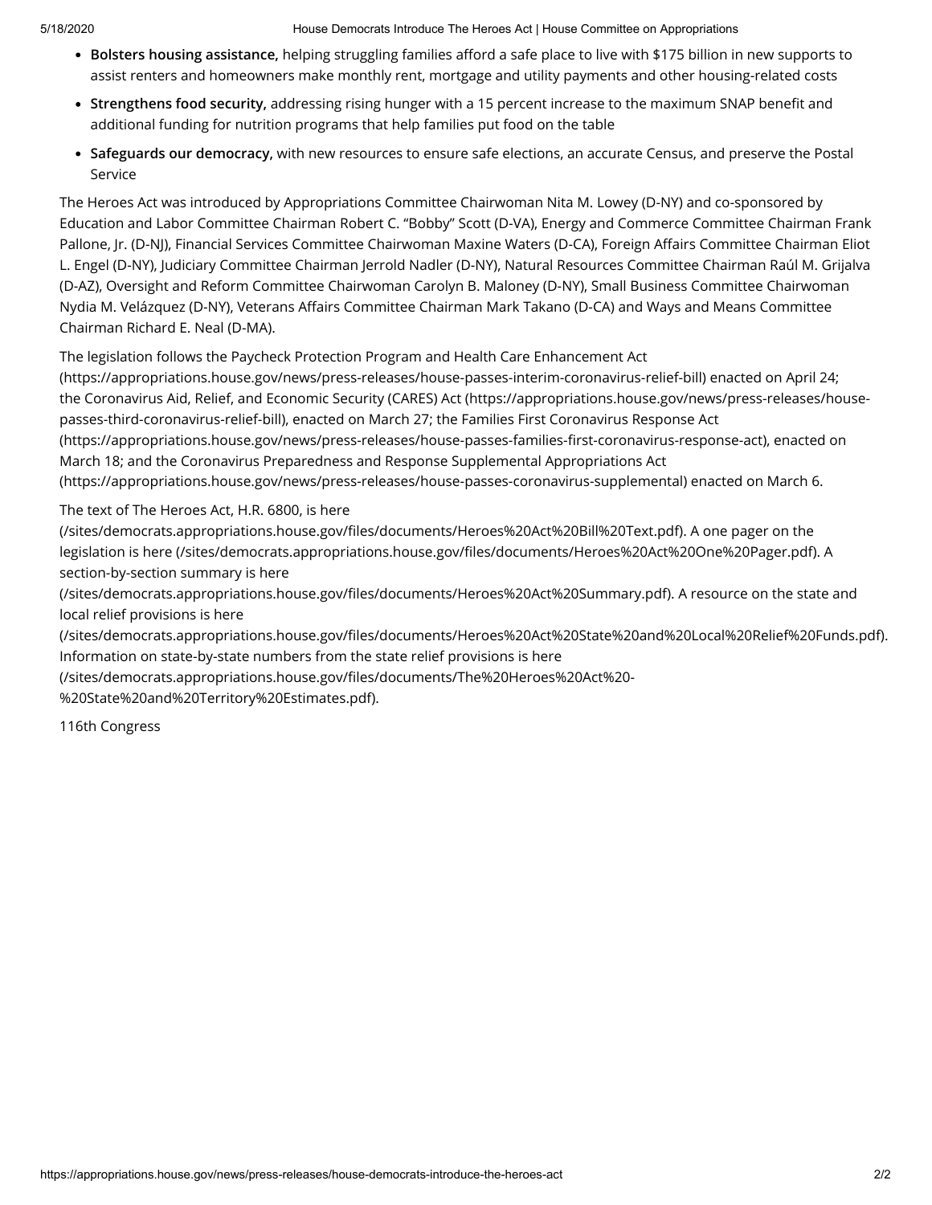- **Bolsters housing assistance,** helping struggling families afford a safe place to live with $175 billion in new supports to assist renters and homeowners make monthly rent, mortgage and utility payments and other housing-related costs
- **Strengthens food security,** addressing rising hunger with a 15 percent increase to the maximum SNAP benefit and additional funding for nutrition programs that help families put food on the table
- **Safeguards our democracy,** with new resources to ensure safe elections, an accurate Census, and preserve the Postal Service

The Heroes Act was introduced by Appropriations Committee Chairwoman Nita M. Lowey (D-NY) and co-sponsored by Education and Labor Committee Chairman Robert C. "Bobby" Scott (D-VA), Energy and Commerce Committee Chairman Frank Pallone, Jr. (D-NJ), Financial Services Committee Chairwoman Maxine Waters (D-CA), Foreign Affairs Committee Chairman Eliot L. Engel (D-NY), Judiciary Committee Chairman Jerrold Nadler (D-NY), Natural Resources Committee Chairman Raúl M. Grijalva (D-AZ), Oversight and Reform Committee Chairwoman Carolyn B. Maloney (D-NY), Small Business Committee Chairwoman Nydia M. Velázquez (D-NY), Veterans Affairs Committee Chairman Mark Takano (D-CA) and Ways and Means Committee Chairman Richard E. Neal (D-MA).

The legislation follows the Paycheck Protection Program and Health Care Enhancement Act (https://appropriations.house.gov/news/press-releases/house-passes-interim-coronavirus-relief-bill) enacted on April 24; the Coronavirus Aid, Relief, and Economic Security (CARES) Act (https://appropriations.house.gov/news/press-releases/house-passes-third-coronavirus-relief-bill), enacted on March 27; the Families First Coronavirus Response Act (https://appropriations.house.gov/news/press-releases/house-passes-families-first-coronavirus-response-act), enacted on March 18; and the Coronavirus Preparedness and Response Supplemental Appropriations Act (https://appropriations.house.gov/news/press-releases/house-passes-coronavirus-supplemental) enacted on March 6.

The text of The Heroes Act, H.R. 6800, is here (/sites/democrats.appropriations.house.gov/files/documents/Heroes%20Act%20Bill%20Text.pdf). A one pager on the legislation is here (/sites/democrats.appropriations.house.gov/files/documents/Heroes%20Act%20One%20Pager.pdf). A section-by-section summary is here (/sites/democrats.appropriations.house.gov/files/documents/Heroes%20Act%20Summary.pdf). A resource on the state and local relief provisions is here (/sites/democrats.appropriations.house.gov/files/documents/Heroes%20Act%20State%20and%20Local%20Relief%20Funds.pdf). Information on state-by-state numbers from the state relief provisions is here (/sites/democrats.appropriations.house.gov/files/documents/The%20Heroes%20Act%20-%20State%20and%20Territory%20Estimates.pdf).

116th Congress